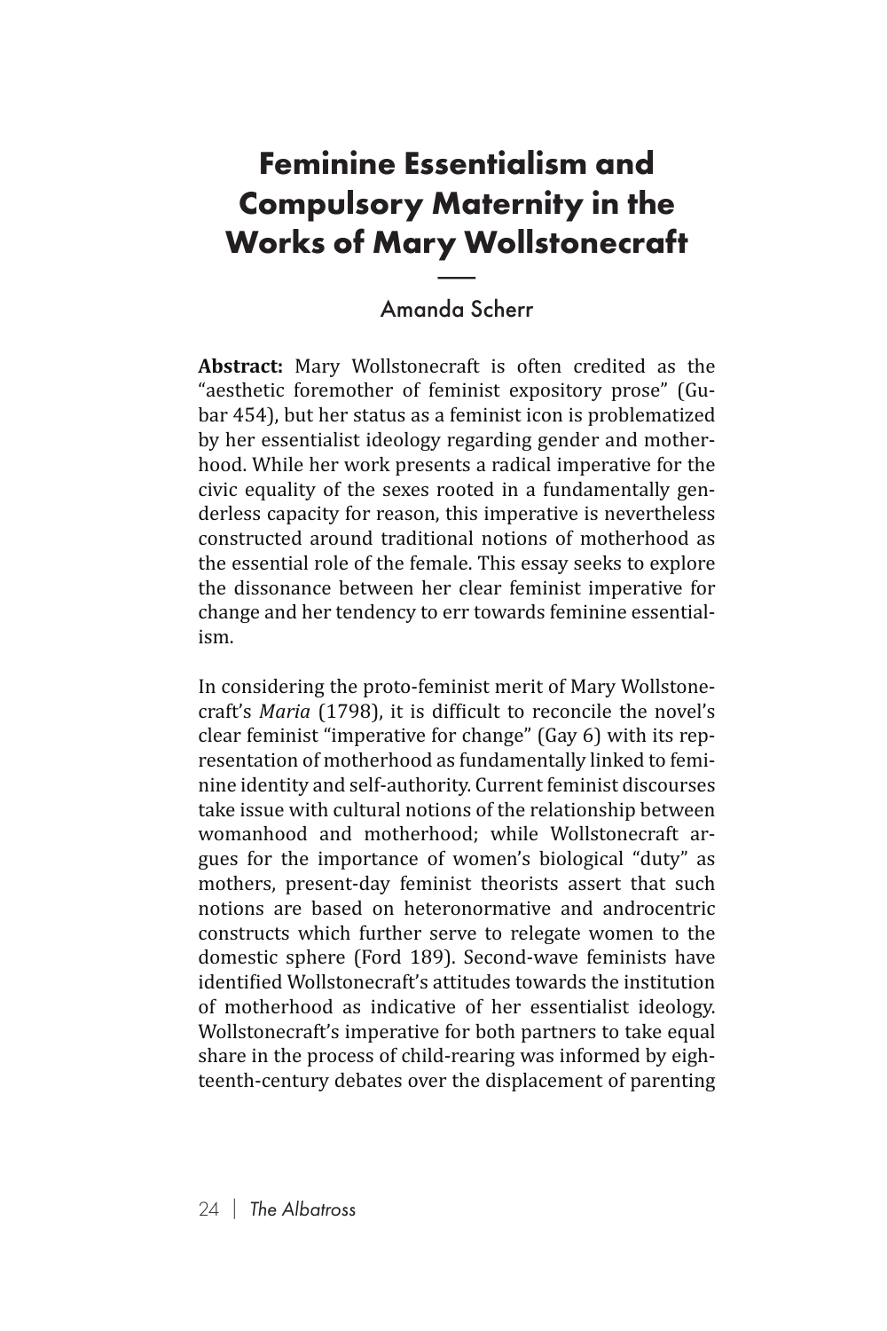# Feminine Essentialism and Compulsory Maternity in the Works of Mary Wollstonecraft

Amanda Scherr

**Abstract:** Mary Wollstonecraft is often credited as the "aesthetic foremother of feminist expository prose" (Gubar 454), but her status as a feminist icon is problematized by her essentialist ideology regarding gender and motherhood. While her work presents a radical imperative for the civic equality of the sexes rooted in a fundamentally genderless capacity for reason, this imperative is nevertheless constructed around traditional notions of motherhood as the essential role of the female. This essay seeks to explore the dissonance between her clear feminist imperative for change and her tendency to err towards feminine essentialism.

In considering the proto-feminist merit of Mary Wollstonecraft's *Maria* (1798), it is difficult to reconcile the novel's clear feminist "imperative for change" (Gay 6) with its representation of motherhood as fundamentally linked to feminine identity and self-authority. Current feminist discourses take issue with cultural notions of the relationship between womanhood and motherhood; while Wollstonecraft argues for the importance of women's biological "duty" as mothers, present-day feminist theorists assert that such notions are based on heteronormative and androcentric constructs which further serve to relegate women to the domestic sphere (Ford 189). Second-wave feminists have identified Wollstonecraft's attitudes towards the institution of motherhood as indicative of her essentialist ideology. Wollstonecraft's imperative for both partners to take equal share in the process of child-rearing was informed by eighteenth-century debates over the displacement of parenting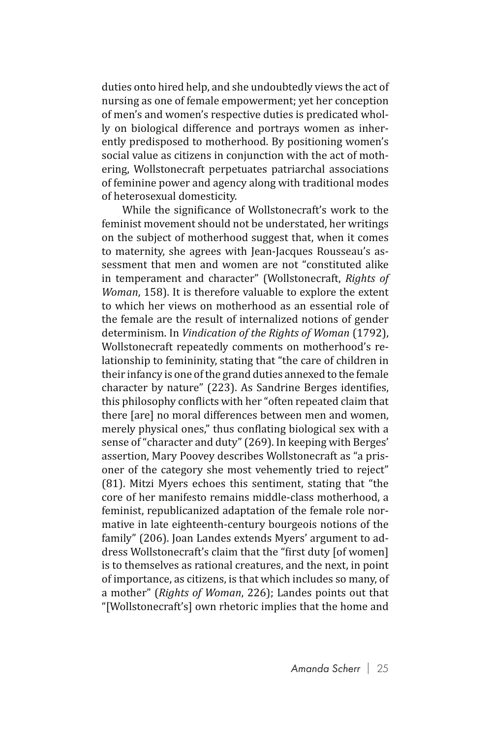duties onto hired help, and she undoubtedly views the act of nursing as one of female empowerment; yet her conception of men's and women's respective duties is predicated wholly on biological difference and portrays women as inherently predisposed to motherhood. By positioning women's social value as citizens in conjunction with the act of mothering, Wollstonecraft perpetuates patriarchal associations of feminine power and agency along with traditional modes of heterosexual domesticity.

While the significance of Wollstonecraft's work to the feminist movement should not be understated, her writings on the subject of motherhood suggest that, when it comes to maternity, she agrees with Jean-Jacques Rousseau's assessment that men and women are not "constituted alike in temperament and character" (Wollstonecraft, *Rights of Woman*, 158). It is therefore valuable to explore the extent to which her views on motherhood as an essential role of the female are the result of internalized notions of gender determinism. In *Vindication of the Rights of Woman* (1792), Wollstonecraft repeatedly comments on motherhood's relationship to femininity, stating that "the care of children in their infancy is one of the grand duties annexed to the female character by nature" (223). As Sandrine Berges identifies, this philosophy conflicts with her "often repeated claim that there [are] no moral differences between men and women, merely physical ones," thus conflating biological sex with a sense of "character and duty" (269). In keeping with Berges' assertion, Mary Poovey describes Wollstonecraft as "a prisoner of the category she most vehemently tried to reject" (81). Mitzi Myers echoes this sentiment, stating that "the core of her manifesto remains middle-class motherhood, a feminist, republicanized adaptation of the female role normative in late eighteenth-century bourgeois notions of the family" (206). Joan Landes extends Myers' argument to address Wollstonecraft's claim that the "first duty [of women] is to themselves as rational creatures, and the next, in point of importance, as citizens, is that which includes so many, of a mother" (*Rights of Woman*, 226); Landes points out that "[Wollstonecraft's] own rhetoric implies that the home and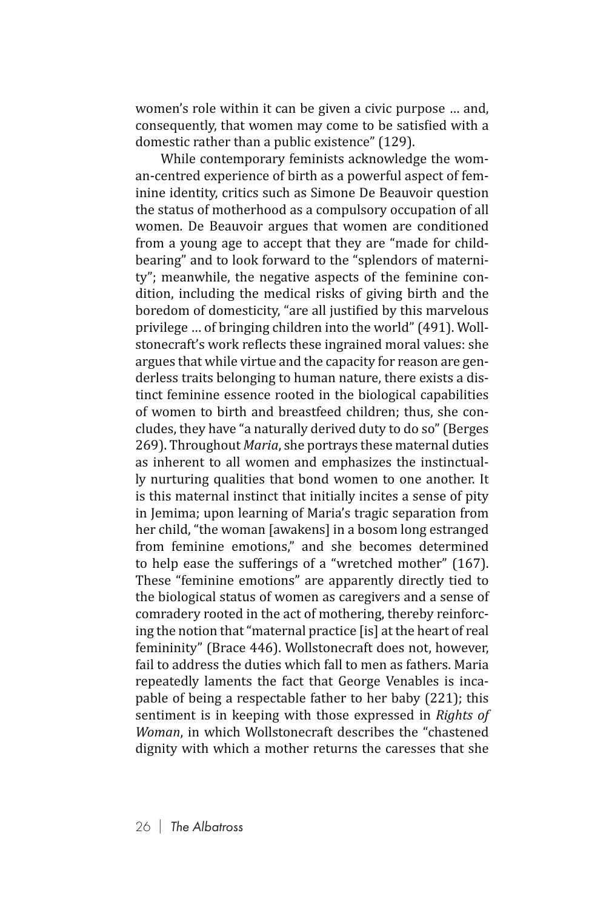women's role within it can be given a civic purpose … and, consequently, that women may come to be satisfied with a domestic rather than a public existence" (129).

While contemporary feminists acknowledge the woman-centred experience of birth as a powerful aspect of feminine identity, critics such as Simone De Beauvoir question the status of motherhood as a compulsory occupation of all women. De Beauvoir argues that women are conditioned from a young age to accept that they are "made for childbearing" and to look forward to the "splendors of maternity"; meanwhile, the negative aspects of the feminine condition, including the medical risks of giving birth and the boredom of domesticity, "are all justified by this marvelous privilege … of bringing children into the world" (491). Wollstonecraft's work reflects these ingrained moral values: she argues that while virtue and the capacity for reason are genderless traits belonging to human nature, there exists a distinct feminine essence rooted in the biological capabilities of women to birth and breastfeed children; thus, she concludes, they have "a naturally derived duty to do so" (Berges 269). Throughout *Maria*, she portrays these maternal duties as inherent to all women and emphasizes the instinctually nurturing qualities that bond women to one another. It is this maternal instinct that initially incites a sense of pity in Jemima; upon learning of Maria's tragic separation from her child, "the woman [awakens] in a bosom long estranged from feminine emotions," and she becomes determined to help ease the sufferings of a "wretched mother" (167). These "feminine emotions" are apparently directly tied to the biological status of women as caregivers and a sense of comradery rooted in the act of mothering, thereby reinforcing the notion that "maternal practice [is] at the heart of real femininity" (Brace 446). Wollstonecraft does not, however, fail to address the duties which fall to men as fathers. Maria repeatedly laments the fact that George Venables is incapable of being a respectable father to her baby (221); this sentiment is in keeping with those expressed in *Rights of Woman*, in which Wollstonecraft describes the "chastened dignity with which a mother returns the caresses that she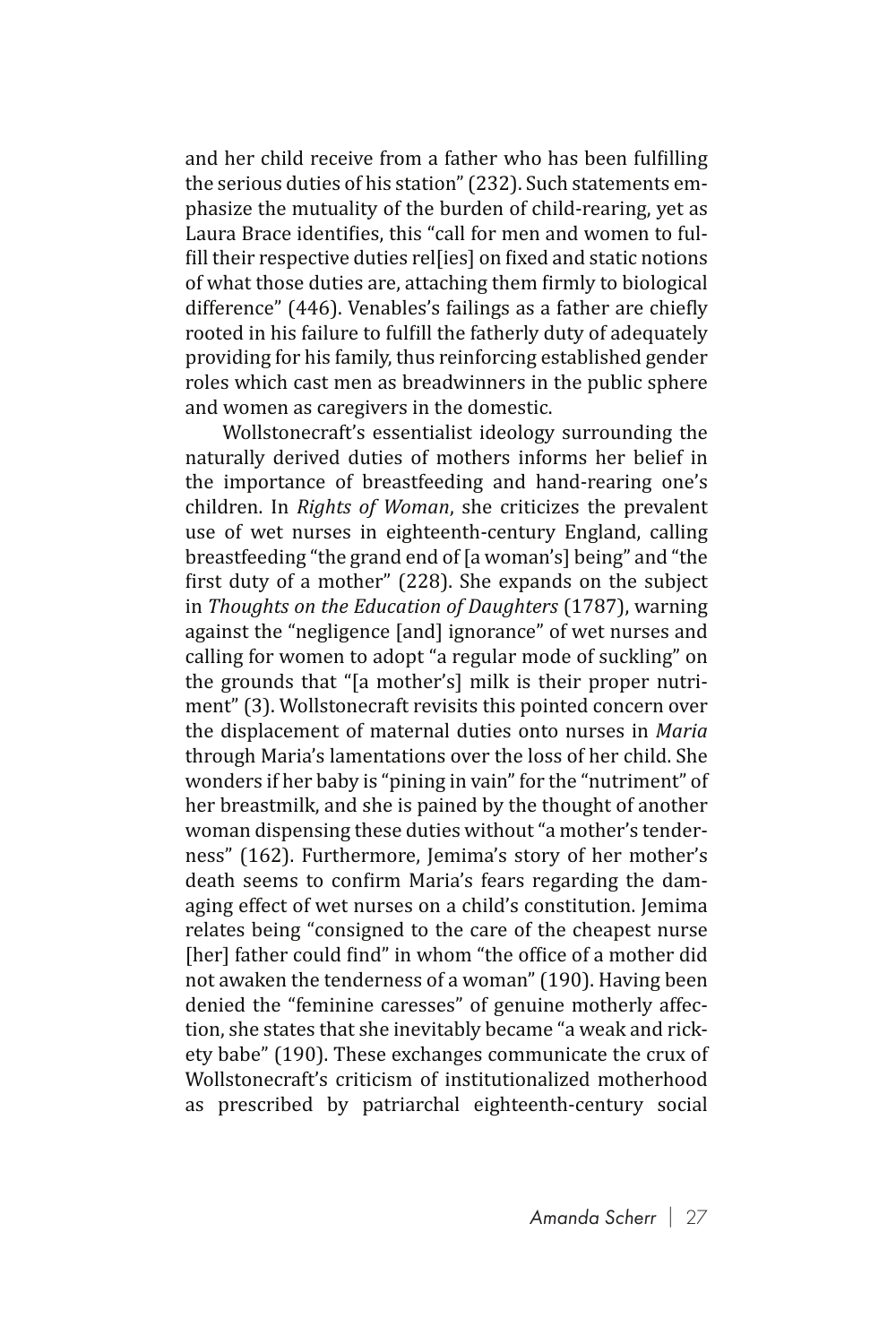and her child receive from a father who has been fulfilling the serious duties of his station" (232). Such statements emphasize the mutuality of the burden of child-rearing, yet as Laura Brace identifies, this "call for men and women to fulfill their respective duties rel[ies] on fixed and static notions of what those duties are, attaching them firmly to biological difference" (446). Venables's failings as a father are chiefly rooted in his failure to fulfill the fatherly duty of adequately providing for his family, thus reinforcing established gender roles which cast men as breadwinners in the public sphere and women as caregivers in the domestic.

Wollstonecraft's essentialist ideology surrounding the naturally derived duties of mothers informs her belief in the importance of breastfeeding and hand-rearing one's children. In *Rights of Woman*, she criticizes the prevalent use of wet nurses in eighteenth-century England, calling breastfeeding "the grand end of [a woman's] being" and "the first duty of a mother" (228). She expands on the subject in *Thoughts on the Education of Daughters* (1787), warning against the "negligence [and] ignorance" of wet nurses and calling for women to adopt "a regular mode of suckling" on the grounds that "[a mother's] milk is their proper nutriment" (3). Wollstonecraft revisits this pointed concern over the displacement of maternal duties onto nurses in *Maria* through Maria's lamentations over the loss of her child. She wonders if her baby is "pining in vain" for the "nutriment" of her breastmilk, and she is pained by the thought of another woman dispensing these duties without "a mother's tenderness" (162). Furthermore, Jemima's story of her mother's death seems to confirm Maria's fears regarding the damaging effect of wet nurses on a child's constitution. Jemima relates being "consigned to the care of the cheapest nurse [her] father could find" in whom "the office of a mother did not awaken the tenderness of a woman" (190). Having been denied the "feminine caresses" of genuine motherly affection, she states that she inevitably became "a weak and rickety babe" (190). These exchanges communicate the crux of Wollstonecraft's criticism of institutionalized motherhood as prescribed by patriarchal eighteenth-century social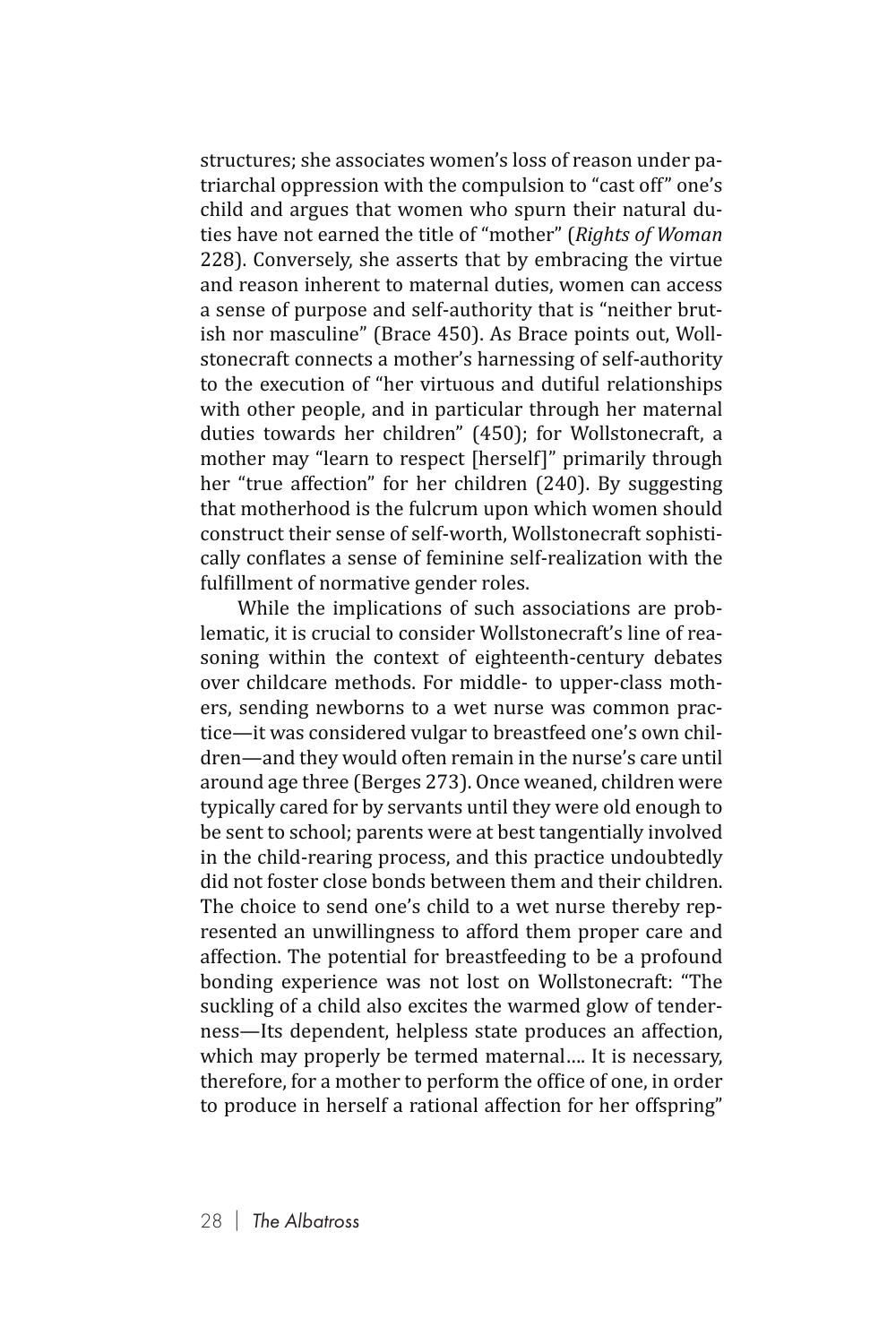structures; she associates women's loss of reason under patriarchal oppression with the compulsion to "cast off" one's child and argues that women who spurn their natural duties have not earned the title of "mother" (*Rights of Woman* 228). Conversely, she asserts that by embracing the virtue and reason inherent to maternal duties, women can access a sense of purpose and self-authority that is "neither brutish nor masculine" (Brace 450). As Brace points out, Wollstonecraft connects a mother's harnessing of self-authority to the execution of "her virtuous and dutiful relationships with other people, and in particular through her maternal duties towards her children" (450); for Wollstonecraft, a mother may "learn to respect [herself]" primarily through her "true affection" for her children (240). By suggesting that motherhood is the fulcrum upon which women should construct their sense of self-worth, Wollstonecraft sophistically conflates a sense of feminine self-realization with the fulfillment of normative gender roles.

While the implications of such associations are problematic, it is crucial to consider Wollstonecraft's line of reasoning within the context of eighteenth-century debates over childcare methods. For middle- to upper-class mothers, sending newborns to a wet nurse was common practice—it was considered vulgar to breastfeed one's own children—and they would often remain in the nurse's care until around age three (Berges 273). Once weaned, children were typically cared for by servants until they were old enough to be sent to school; parents were at best tangentially involved in the child-rearing process, and this practice undoubtedly did not foster close bonds between them and their children. The choice to send one's child to a wet nurse thereby represented an unwillingness to afford them proper care and affection. The potential for breastfeeding to be a profound bonding experience was not lost on Wollstonecraft: "The suckling of a child also excites the warmed glow of tenderness—Its dependent, helpless state produces an affection, which may properly be termed maternal.... It is necessary, therefore, for a mother to perform the office of one, in order to produce in herself a rational affection for her offspring"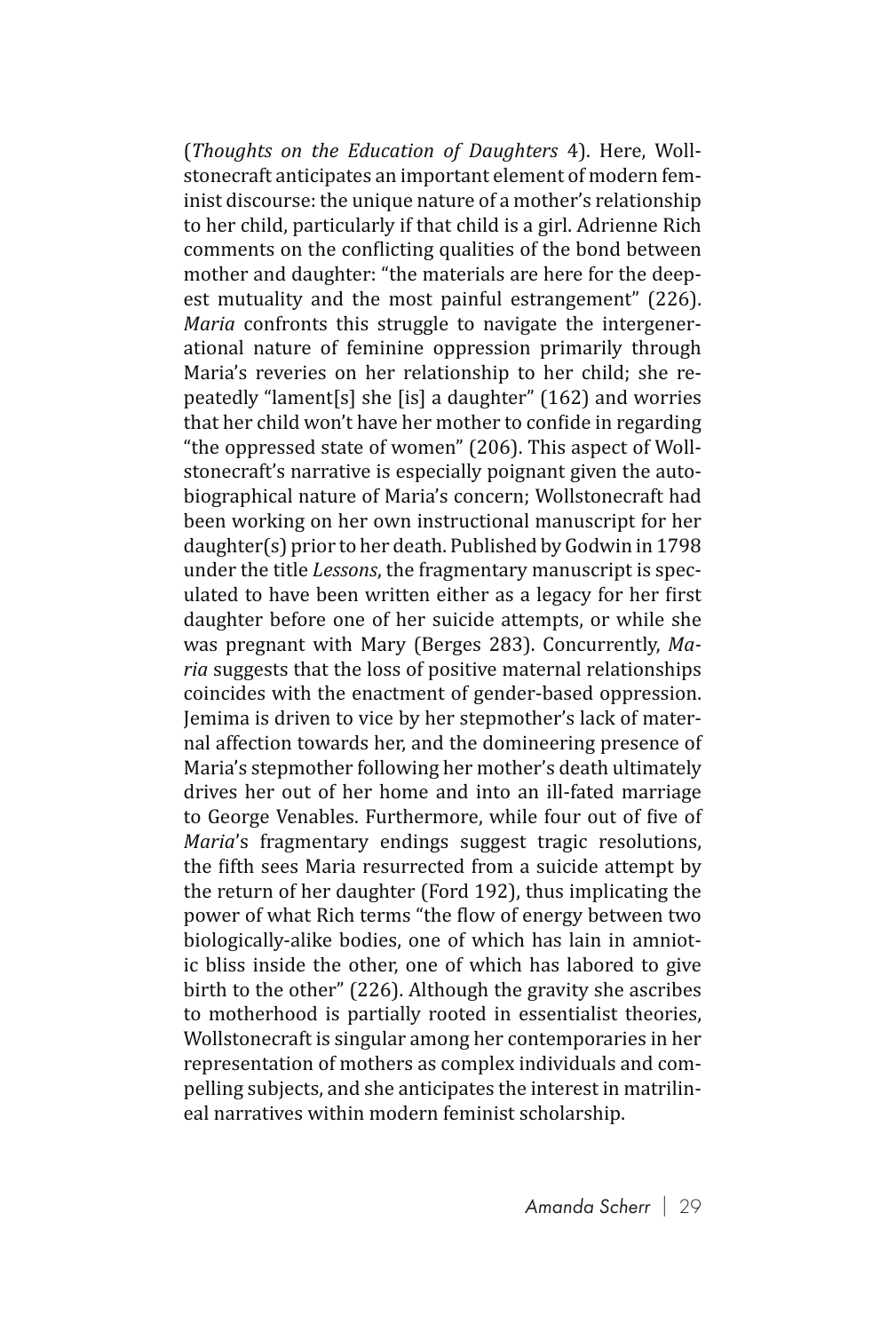(*Thoughts on the Education of Daughters* 4). Here, Wollstonecraft anticipates an important element of modern feminist discourse: the unique nature of a mother's relationship to her child, particularly if that child is a girl. Adrienne Rich comments on the conflicting qualities of the bond between mother and daughter: "the materials are here for the deepest mutuality and the most painful estrangement" (226). *Maria* confronts this struggle to navigate the intergenerational nature of feminine oppression primarily through Maria's reveries on her relationship to her child; she repeatedly "lament[s] she [is] a daughter" (162) and worries that her child won't have her mother to confide in regarding "the oppressed state of women" (206). This aspect of Wollstonecraft's narrative is especially poignant given the autobiographical nature of Maria's concern; Wollstonecraft had been working on her own instructional manuscript for her daughter(s) prior to her death. Published by Godwin in 1798 under the title *Lessons*, the fragmentary manuscript is speculated to have been written either as a legacy for her first daughter before one of her suicide attempts, or while she was pregnant with Mary (Berges 283). Concurrently, *Maria* suggests that the loss of positive maternal relationships coincides with the enactment of gender-based oppression. Jemima is driven to vice by her stepmother's lack of maternal affection towards her, and the domineering presence of Maria's stepmother following her mother's death ultimately drives her out of her home and into an ill-fated marriage to George Venables. Furthermore, while four out of five of *Maria*'s fragmentary endings suggest tragic resolutions, the fifth sees Maria resurrected from a suicide attempt by the return of her daughter (Ford 192), thus implicating the power of what Rich terms "the flow of energy between two biologically-alike bodies, one of which has lain in amniotic bliss inside the other, one of which has labored to give birth to the other" (226). Although the gravity she ascribes to motherhood is partially rooted in essentialist theories, Wollstonecraft is singular among her contemporaries in her representation of mothers as complex individuals and compelling subjects, and she anticipates the interest in matrilineal narratives within modern feminist scholarship.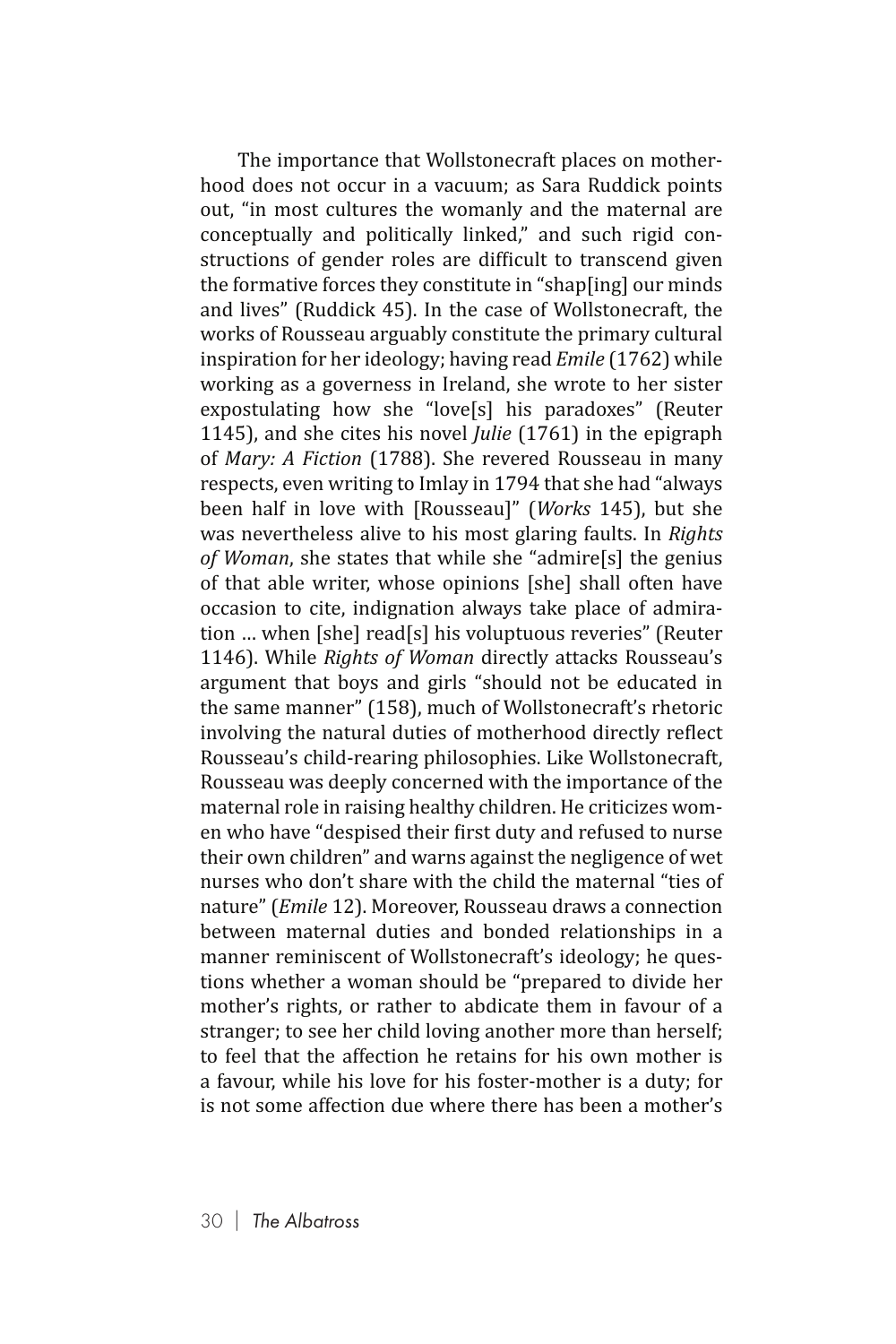The importance that Wollstonecraft places on motherhood does not occur in a vacuum; as Sara Ruddick points out, "in most cultures the womanly and the maternal are conceptually and politically linked," and such rigid constructions of gender roles are difficult to transcend given the formative forces they constitute in "shap[ing] our minds and lives" (Ruddick 45). In the case of Wollstonecraft, the works of Rousseau arguably constitute the primary cultural inspiration for her ideology; having read *Emile* (1762) while working as a governess in Ireland, she wrote to her sister expostulating how she "love[s] his paradoxes" (Reuter 1145), and she cites his novel *Julie* (1761) in the epigraph of *Mary: A Fiction* (1788). She revered Rousseau in many respects, even writing to Imlay in 1794 that she had "always been half in love with [Rousseau]" (*Works* 145), but she was nevertheless alive to his most glaring faults. In *Rights of Woman*, she states that while she "admire[s] the genius of that able writer, whose opinions [she] shall often have occasion to cite, indignation always take place of admiration ... when [she] read[s] his voluptuous reveries" (Reuter 1146). While *Rights of Woman* directly attacks Rousseau's argument that boys and girls "should not be educated in the same manner" (158), much of Wollstonecraft's rhetoric involving the natural duties of motherhood directly reflect Rousseau's child-rearing philosophies. Like Wollstonecraft, Rousseau was deeply concerned with the importance of the maternal role in raising healthy children. He criticizes women who have "despised their first duty and refused to nurse their own children" and warns against the negligence of wet nurses who don't share with the child the maternal "ties of nature" (*Emile* 12). Moreover, Rousseau draws a connection between maternal duties and bonded relationships in a manner reminiscent of Wollstonecraft's ideology; he questions whether a woman should be "prepared to divide her mother's rights, or rather to abdicate them in favour of a stranger; to see her child loving another more than herself; to feel that the affection he retains for his own mother is a favour, while his love for his foster-mother is a duty; for is not some affection due where there has been a mother's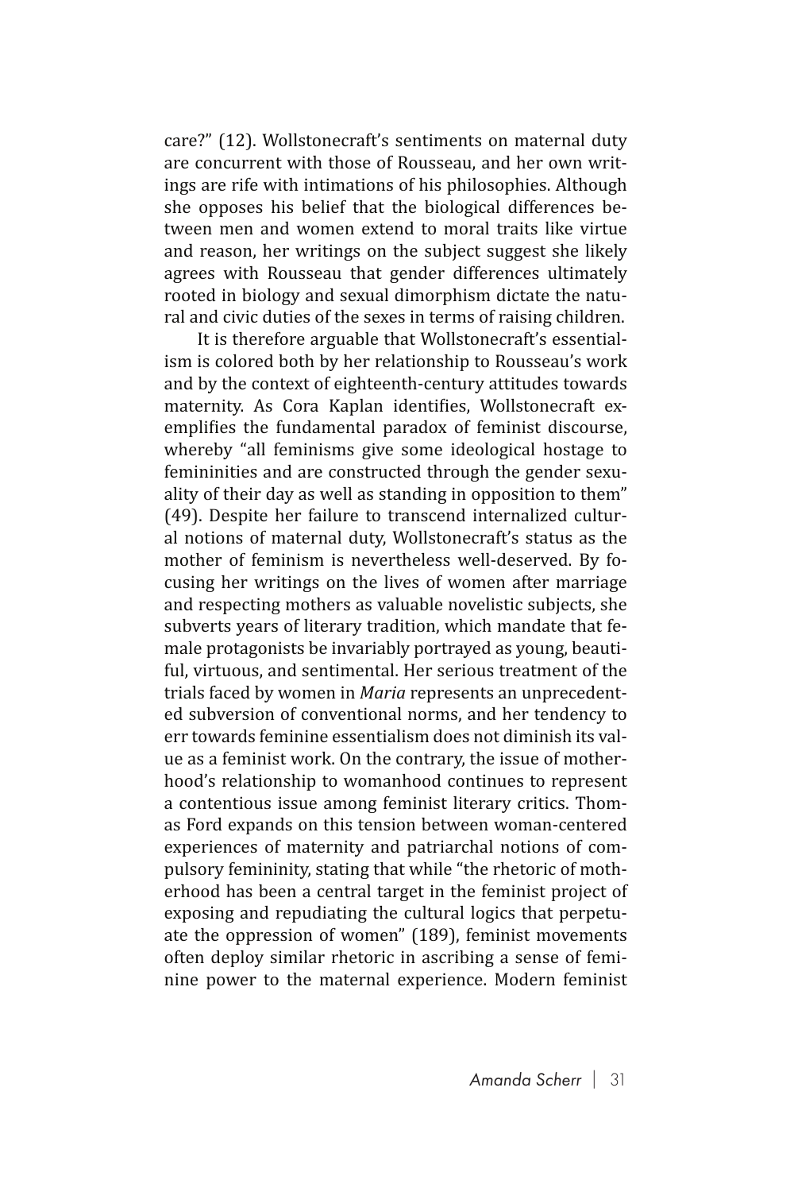care?" (12). Wollstonecraft's sentiments on maternal duty are concurrent with those of Rousseau, and her own writings are rife with intimations of his philosophies. Although she opposes his belief that the biological differences between men and women extend to moral traits like virtue and reason, her writings on the subject suggest she likely agrees with Rousseau that gender differences ultimately rooted in biology and sexual dimorphism dictate the natural and civic duties of the sexes in terms of raising children.

It is therefore arguable that Wollstonecraft's essentialism is colored both by her relationship to Rousseau's work and by the context of eighteenth-century attitudes towards maternity. As Cora Kaplan identifies, Wollstonecraft exemplifies the fundamental paradox of feminist discourse, whereby "all feminisms give some ideological hostage to femininities and are constructed through the gender sexuality of their day as well as standing in opposition to them" (49). Despite her failure to transcend internalized cultural notions of maternal duty, Wollstonecraft's status as the mother of feminism is nevertheless well-deserved. By focusing her writings on the lives of women after marriage and respecting mothers as valuable novelistic subjects, she subverts years of literary tradition, which mandate that female protagonists be invariably portrayed as young, beautiful, virtuous, and sentimental. Her serious treatment of the trials faced by women in *Maria* represents an unprecedented subversion of conventional norms, and her tendency to err towards feminine essentialism does not diminish its value as a feminist work. On the contrary, the issue of motherhood's relationship to womanhood continues to represent a contentious issue among feminist literary critics. Thomas Ford expands on this tension between woman-centered experiences of maternity and patriarchal notions of compulsory femininity, stating that while "the rhetoric of motherhood has been a central target in the feminist project of exposing and repudiating the cultural logics that perpetuate the oppression of women" (189), feminist movements often deploy similar rhetoric in ascribing a sense of feminine power to the maternal experience. Modern feminist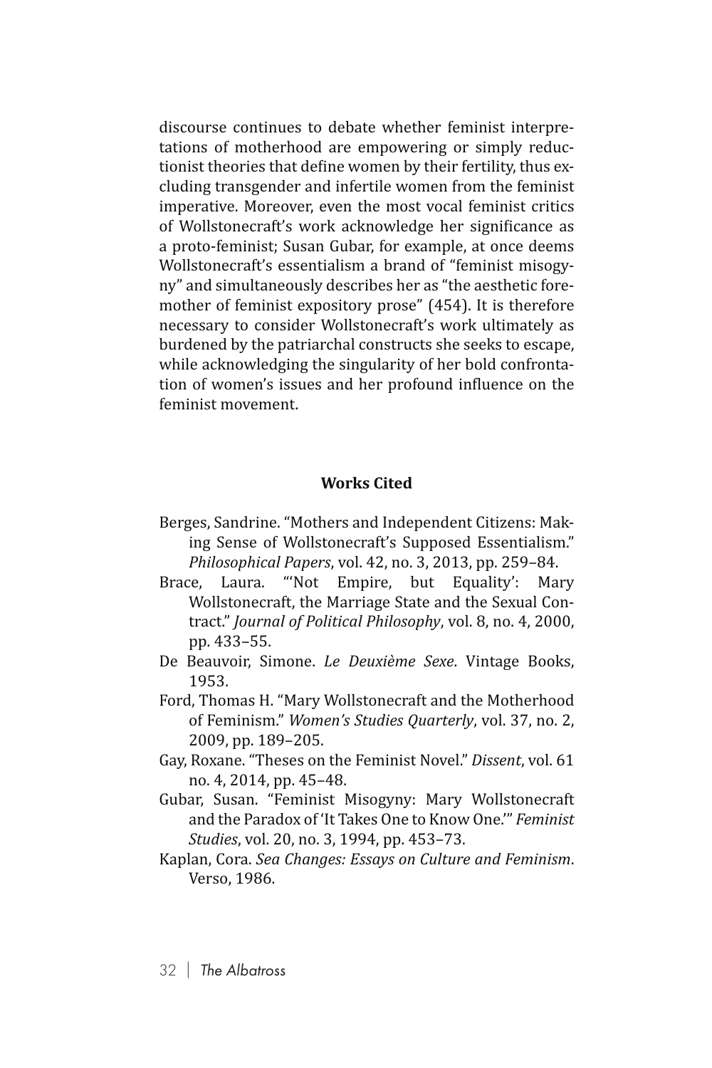discourse continues to debate whether feminist interpretations of motherhood are empowering or simply reductionist theories that define women by their fertility, thus excluding transgender and infertile women from the feminist imperative. Moreover, even the most vocal feminist critics of Wollstonecraft's work acknowledge her significance as a proto-feminist; Susan Gubar, for example, at once deems Wollstonecraft's essentialism a brand of "feminist misogyny" and simultaneously describes her as "the aesthetic foremother of feminist expository prose" (454). It is therefore necessary to consider Wollstonecraft's work ultimately as burdened by the patriarchal constructs she seeks to escape, while acknowledging the singularity of her bold confrontation of women's issues and her profound influence on the feminist movement.

## Works Cited

Berges, Sandrine. "Mothers and Independent Citizens: Making Sense of Wollstonecraft's Supposed Essentialism." *Philosophical Papers*, vol. 42, no. 3, 2013, pp. 259–84.

Brace, Laura. "'Not Empire, but Equality': Mary Wollstonecraft, the Marriage State and the Sexual Contract." *Journal of Political Philosophy*, vol. 8, no. 4, 2000, pp. 433–55.

De Beauvoir, Simone. *Le Deuxième Sexe*. Vintage Books, 1953.

Ford, Thomas H. "Mary Wollstonecraft and the Motherhood of Feminism." *Women's Studies Quarterly*, vol. 37, no. 2, 2009, pp. 189–205.

Gay, Roxane. "Theses on the Feminist Novel." *Dissent*, vol. 61 no. 4, 2014, pp. 45–48.

Gubar, Susan. "Feminist Misogyny: Mary Wollstonecraft and the Paradox of 'It Takes One to Know One.'" *Feminist Studies*, vol. 20, no. 3, 1994, pp. 453–73.

Kaplan, Cora. *Sea Changes: Essays on Culture and Feminism*. Verso, 1986.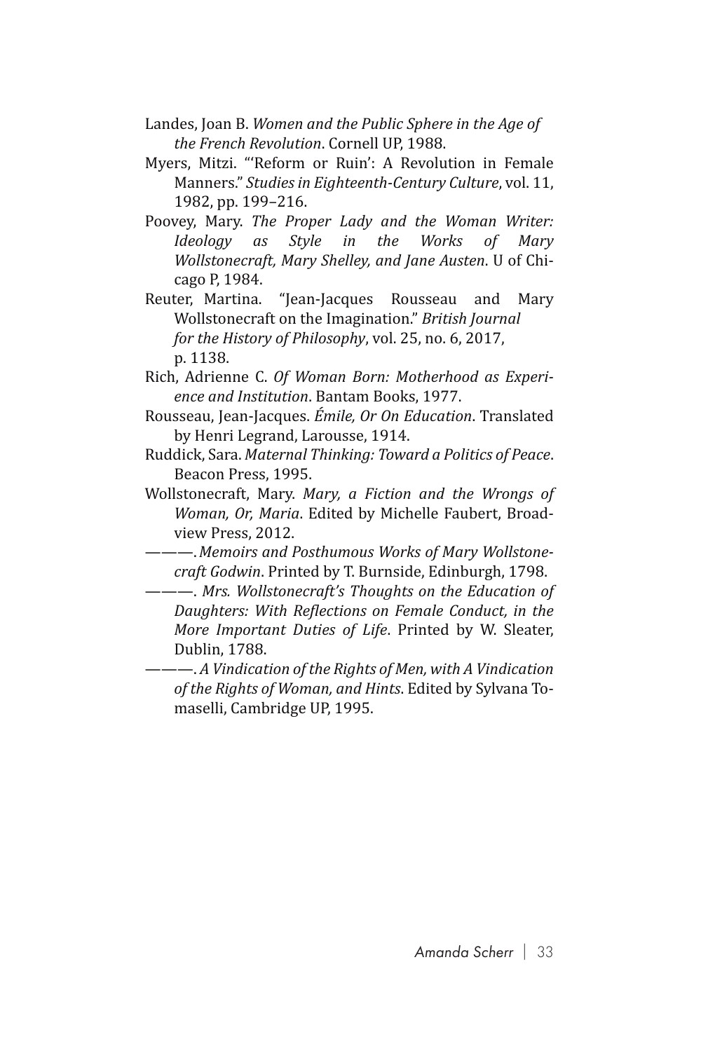Landes, Joan B. *Women and the Public Sphere in the Age of the French Revolution*. Cornell UP, 1988.

Myers, Mitzi. "'Reform or Ruin': A Revolution in Female Manners." *Studies in Eighteenth-Century Culture*, vol. 11, 1982, pp. 199–216.

Poovey, Mary. *The Proper Lady and the Woman Writer: Ideology as Style in the Works of Mary Wollstonecraft, Mary Shelley, and Jane Austen*. U of Chicago P, 1984.

Reuter, Martina. "Jean-Jacques Rousseau and Mary Wollstonecraft on the Imagination." *British Journal for the History of Philosophy*, vol. 25, no. 6, 2017, p. 1138.

Rich, Adrienne C. *Of Woman Born: Motherhood as Experience and Institution*. Bantam Books, 1977.

Rousseau, Jean-Jacques. *Émile, Or On Education*. Translated by Henri Legrand, Larousse, 1914.

Ruddick, Sara. *Maternal Thinking: Toward a Politics of Peace*. Beacon Press, 1995.

Wollstonecraft, Mary. *Mary, a Fiction and the Wrongs of Woman, Or, Maria*. Edited by Michelle Faubert, Broadview Press, 2012.

———. *Memoirs and Posthumous Works of Mary Wollstonecraft Godwin*. Printed by T. Burnside, Edinburgh, 1798.

———. *Mrs. Wollstonecraft's Thoughts on the Education of Daughters: With Reflections on Female Conduct, in the More Important Duties of Life*. Printed by W. Sleater, Dublin, 1788.

———. *A Vindication of the Rights of Men, with A Vindication of the Rights of Woman, and Hints*. Edited by Sylvana Tomaselli, Cambridge UP, 1995.